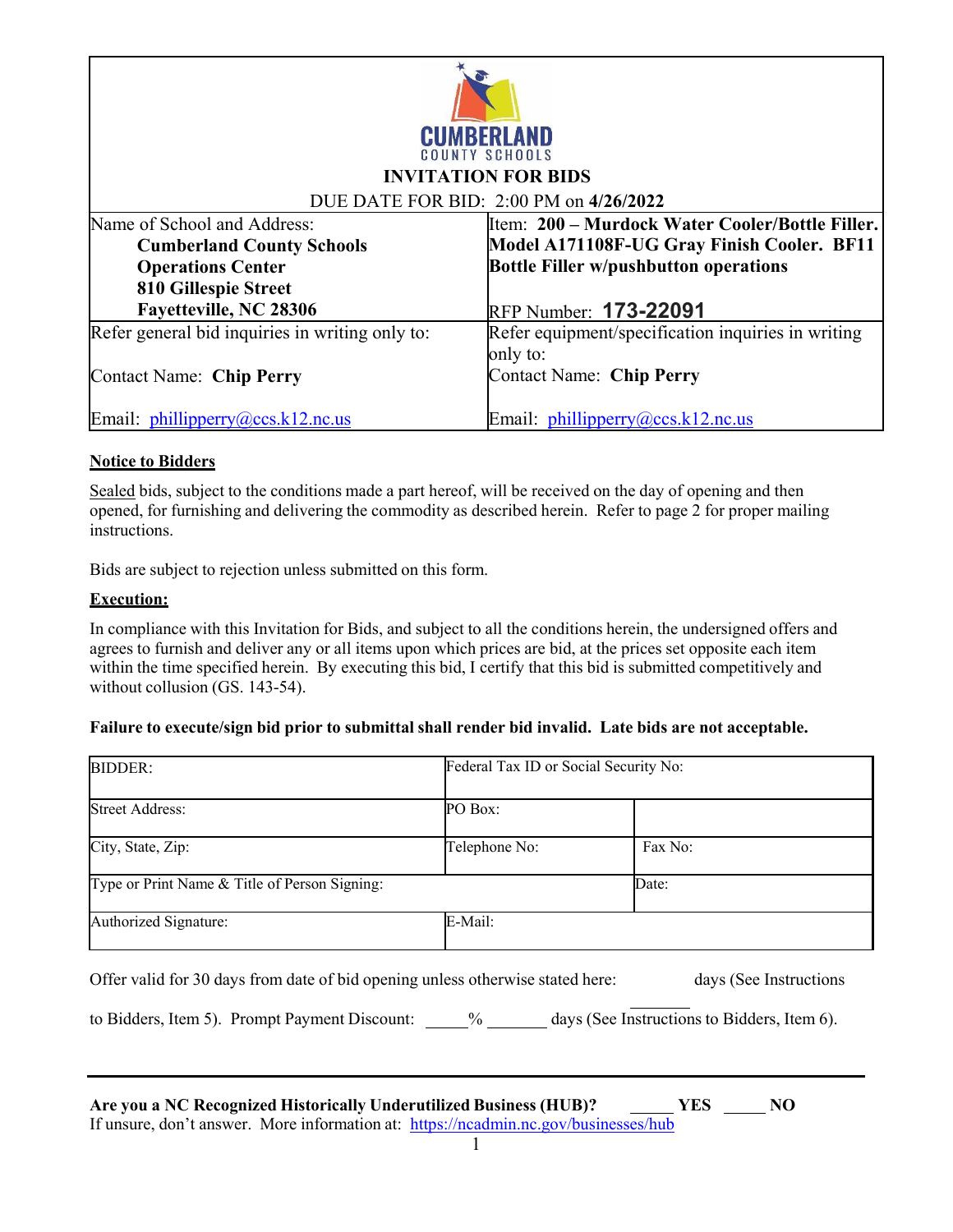CUMBERLAND COUNTY SCHOOLS

# INVITATION FOR BIDS

DUE DATE FOR BID: 2:00 PM on **4/26/2022**

| Name of School and Address: | Item: **200 – Murdock Water Cooler/Bottle Filler. Model A171108F-UG Gray Finish Cooler. BF11 Bottle Filler w/pushbutton operations** |
|---|---|
| **Cumberland County Schools**<br>**Operations Center**<br>**810 Gillespie Street**<br>**Fayetteville, NC 28306** | RFP Number: **173-22091** |
| Refer general bid inquiries in writing only to: | Refer equipment/specification inquiries in writing only to: |
| Contact Name: **Chip Perry** | Contact Name: **Chip Perry** |
| Email: phillipperry@ccs.k12.nc.us | Email: phillipperry@ccs.k12.nc.us |

**Notice to Bidders**

Sealed bids, subject to the conditions made a part hereof, will be received on the day of opening and then opened, for furnishing and delivering the commodity as described herein. Refer to page 2 for proper mailing instructions.

Bids are subject to rejection unless submitted on this form.

**Execution:**

In compliance with this Invitation for Bids, and subject to all the conditions herein, the undersigned offers and agrees to furnish and deliver any or all items upon which prices are bid, at the prices set opposite each item within the time specified herein. By executing this bid, I certify that this bid is submitted competitively and without collusion (GS. 143-54).

**Failure to execute/sign bid prior to submittal shall render bid invalid. Late bids are not acceptable.**

| BIDDER: | Federal Tax ID or Social Security No: | |
|---|---|---|
| Street Address: | PO Box: | |
| City, State, Zip: | Telephone No: | Fax No: |
| Type or Print Name & Title of Person Signing: | | Date: |
| Authorized Signature: | E-Mail: | |

Offer valid for 30 days from date of bid opening unless otherwise stated here: \_\_\_\_\_\_\_ days (See Instructions to Bidders, Item 5). Prompt Payment Discount: \_\_\_\_\_% \_\_\_\_\_\_\_ days (See Instructions to Bidders, Item 6).

---

**Are you a NC Recognized Historically Underutilized Business (HUB)?** \_\_\_\_\_ **YES** \_\_\_\_\_ **NO**

If unsure, don't answer. More information at: https://ncadmin.nc.gov/businesses/hub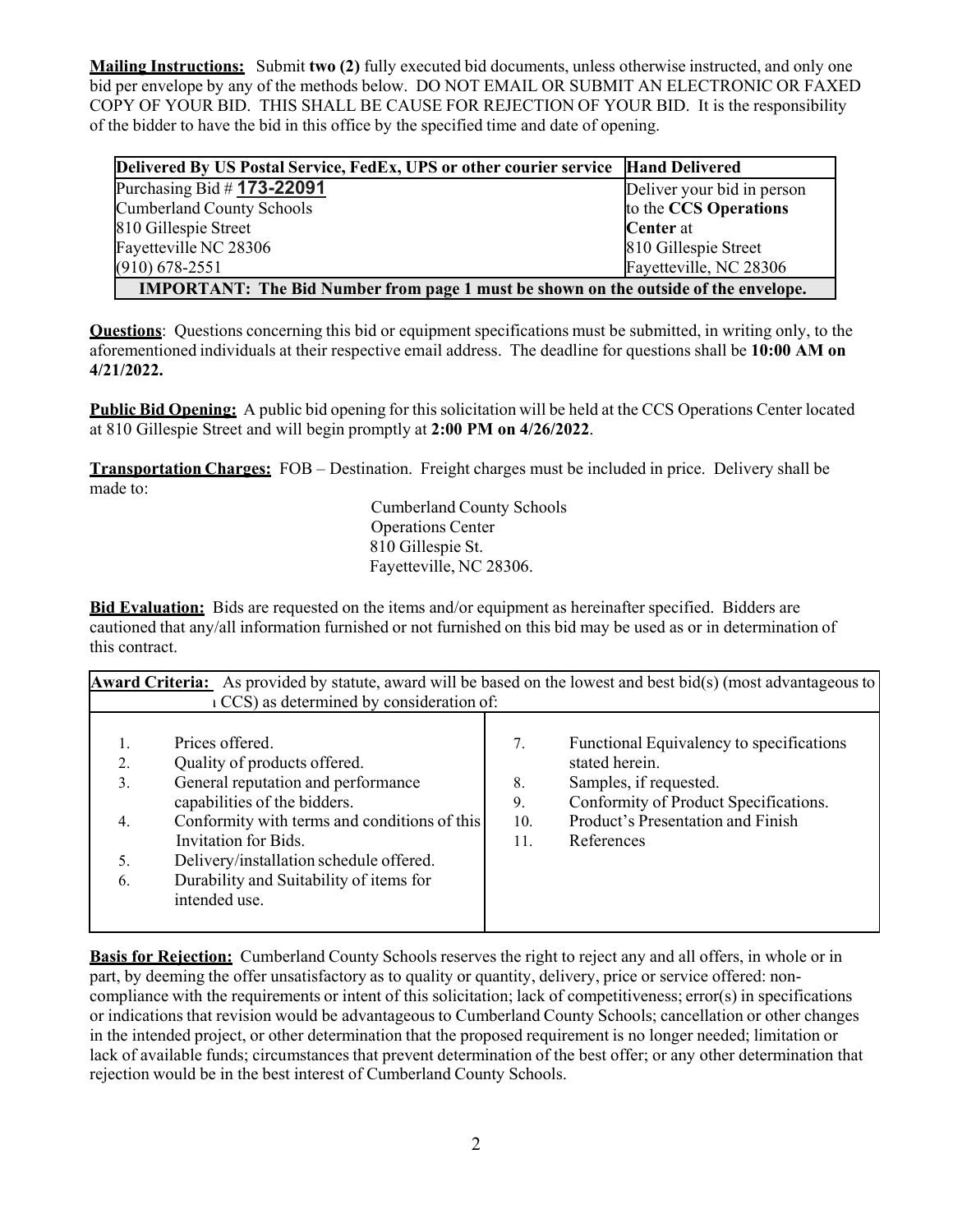**Mailing Instructions:** Submit **two (2)** fully executed bid documents, unless otherwise instructed, and only one bid per envelope by any of the methods below. DO NOT EMAIL OR SUBMIT AN ELECTRONIC OR FAXED COPY OF YOUR BID. THIS SHALL BE CAUSE FOR REJECTION OF YOUR BID. It is the responsibility of the bidder to have the bid in this office by the specified time and date of opening.

| **Delivered By US Postal Service, FedEx, UPS or other courier service** | **Hand Delivered** |
|---|---|
| Purchasing Bid # **173-22091**<br>Cumberland County Schools<br>810 Gillespie Street<br>Fayetteville NC 28306<br>(910) 678-2551 | Deliver your bid in person to the **CCS Operations Center** at<br>810 Gillespie Street<br>Fayetteville, NC 28306 |
| **IMPORTANT: The Bid Number from page 1 must be shown on the outside of the envelope.** | |

**Questions**: Questions concerning this bid or equipment specifications must be submitted, in writing only, to the aforementioned individuals at their respective email address. The deadline for questions shall be **10:00 AM on 4/21/2022.**

**Public Bid Opening:** A public bid opening for this solicitation will be held at the CCS Operations Center located at 810 Gillespie Street and will begin promptly at **2:00 PM on 4/26/2022**.

**Transportation Charges:** FOB – Destination. Freight charges must be included in price. Delivery shall be made to:

Cumberland County Schools
Operations Center
810 Gillespie St.
Fayetteville, NC 28306.

**Bid Evaluation:** Bids are requested on the items and/or equipment as hereinafter specified. Bidders are cautioned that any/all information furnished or not furnished on this bid may be used as or in determination of this contract.

**Award Criteria:** As provided by statute, award will be based on the lowest and best bid(s) (most advantageous to CCS) as determined by consideration of:

1. Prices offered.
2. Quality of products offered.
3. General reputation and performance capabilities of the bidders.
4. Conformity with terms and conditions of this Invitation for Bids.
5. Delivery/installation schedule offered.
6. Durability and Suitability of items for intended use.
7. Functional Equivalency to specifications stated herein.
8. Samples, if requested.
9. Conformity of Product Specifications.
10. Product's Presentation and Finish
11. References

**Basis for Rejection:** Cumberland County Schools reserves the right to reject any and all offers, in whole or in part, by deeming the offer unsatisfactory as to quality or quantity, delivery, price or service offered: non-compliance with the requirements or intent of this solicitation; lack of competitiveness; error(s) in specifications or indications that revision would be advantageous to Cumberland County Schools; cancellation or other changes in the intended project, or other determination that the proposed requirement is no longer needed; limitation or lack of available funds; circumstances that prevent determination of the best offer; or any other determination that rejection would be in the best interest of Cumberland County Schools.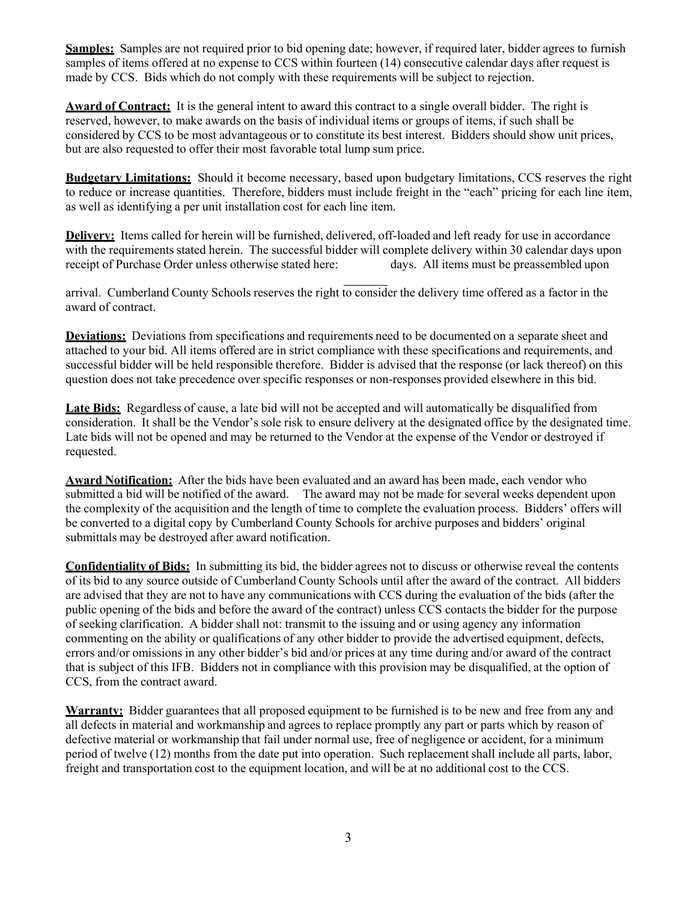**Samples:** Samples are not required prior to bid opening date; however, if required later, bidder agrees to furnish samples of items offered at no expense to CCS within fourteen (14) consecutive calendar days after request is made by CCS. Bids which do not comply with these requirements will be subject to rejection.

**Award of Contract:** It is the general intent to award this contract to a single overall bidder. The right is reserved, however, to make awards on the basis of individual items or groups of items, if such shall be considered by CCS to be most advantageous or to constitute its best interest. Bidders should show unit prices, but are also requested to offer their most favorable total lump sum price.

**Budgetary Limitations:** Should it become necessary, based upon budgetary limitations, CCS reserves the right to reduce or increase quantities. Therefore, bidders must include freight in the "each" pricing for each line item, as well as identifying a per unit installation cost for each line item.

**Delivery:** Items called for herein will be furnished, delivered, off-loaded and left ready for use in accordance with the requirements stated herein. The successful bidder will complete delivery within 30 calendar days upon receipt of Purchase Order unless otherwise stated here: ________ days. All items must be preassembled upon arrival. Cumberland County Schools reserves the right to consider the delivery time offered as a factor in the award of contract.

**Deviations:** Deviations from specifications and requirements need to be documented on a separate sheet and attached to your bid. All items offered are in strict compliance with these specifications and requirements, and successful bidder will be held responsible therefore. Bidder is advised that the response (or lack thereof) on this question does not take precedence over specific responses or non-responses provided elsewhere in this bid.

**Late Bids:** Regardless of cause, a late bid will not be accepted and will automatically be disqualified from consideration. It shall be the Vendor's sole risk to ensure delivery at the designated office by the designated time. Late bids will not be opened and may be returned to the Vendor at the expense of the Vendor or destroyed if requested.

**Award Notification:** After the bids have been evaluated and an award has been made, each vendor who submitted a bid will be notified of the award. The award may not be made for several weeks dependent upon the complexity of the acquisition and the length of time to complete the evaluation process. Bidders' offers will be converted to a digital copy by Cumberland County Schools for archive purposes and bidders' original submittals may be destroyed after award notification.

**Confidentiality of Bids:** In submitting its bid, the bidder agrees not to discuss or otherwise reveal the contents of its bid to any source outside of Cumberland County Schools until after the award of the contract. All bidders are advised that they are not to have any communications with CCS during the evaluation of the bids (after the public opening of the bids and before the award of the contract) unless CCS contacts the bidder for the purpose of seeking clarification. A bidder shall not: transmit to the issuing and or using agency any information commenting on the ability or qualifications of any other bidder to provide the advertised equipment, defects, errors and/or omissions in any other bidder's bid and/or prices at any time during and/or award of the contract that is subject of this IFB. Bidders not in compliance with this provision may be disqualified, at the option of CCS, from the contract award.

**Warranty:** Bidder guarantees that all proposed equipment to be furnished is to be new and free from any and all defects in material and workmanship and agrees to replace promptly any part or parts which by reason of defective material or workmanship that fail under normal use, free of negligence or accident, for a minimum period of twelve (12) months from the date put into operation. Such replacement shall include all parts, labor, freight and transportation cost to the equipment location, and will be at no additional cost to the CCS.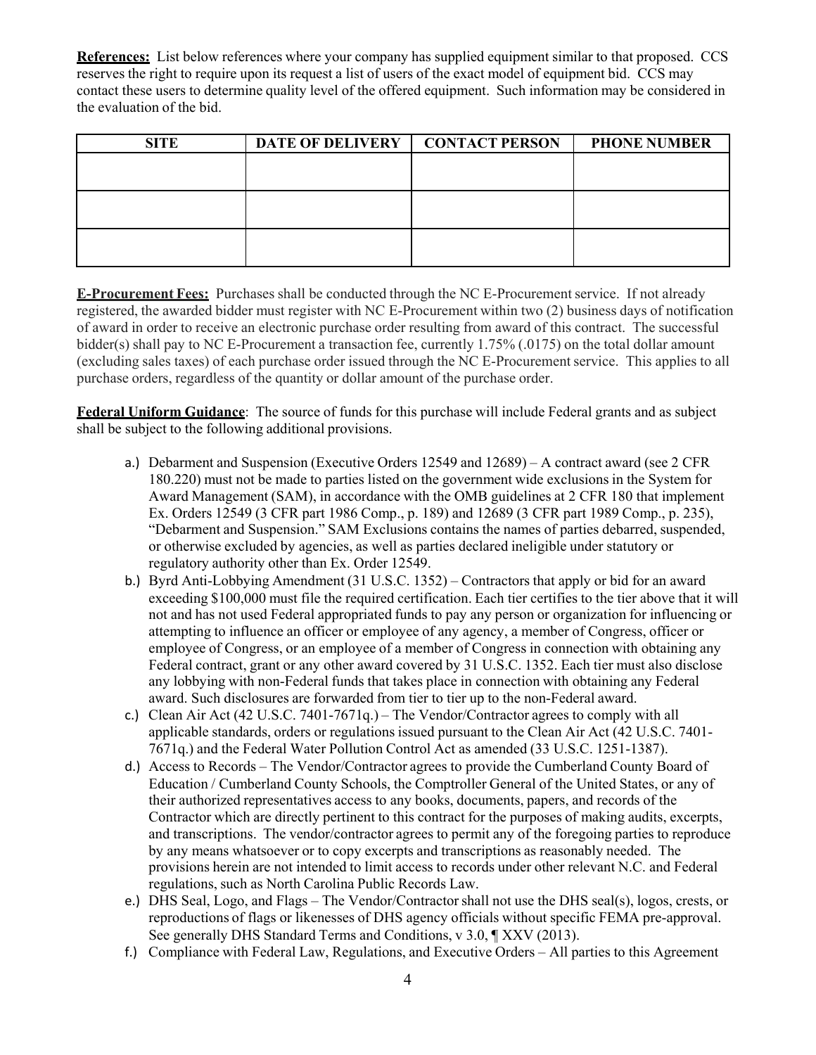**References:** List below references where your company has supplied equipment similar to that proposed. CCS reserves the right to require upon its request a list of users of the exact model of equipment bid. CCS may contact these users to determine quality level of the offered equipment. Such information may be considered in the evaluation of the bid.

| SITE | DATE OF DELIVERY | CONTACT PERSON | PHONE NUMBER |
|---|---|---|---|
| | | | |
| | | | |
| | | | |

**E-Procurement Fees:** Purchases shall be conducted through the NC E-Procurement service. If not already registered, the awarded bidder must register with NC E-Procurement within two (2) business days of notification of award in order to receive an electronic purchase order resulting from award of this contract. The successful bidder(s) shall pay to NC E-Procurement a transaction fee, currently 1.75% (.0175) on the total dollar amount (excluding sales taxes) of each purchase order issued through the NC E-Procurement service. This applies to all purchase orders, regardless of the quantity or dollar amount of the purchase order.

**Federal Uniform Guidance**: The source of funds for this purchase will include Federal grants and as subject shall be subject to the following additional provisions.

a.) Debarment and Suspension (Executive Orders 12549 and 12689) – A contract award (see 2 CFR 180.220) must not be made to parties listed on the government wide exclusions in the System for Award Management (SAM), in accordance with the OMB guidelines at 2 CFR 180 that implement Ex. Orders 12549 (3 CFR part 1986 Comp., p. 189) and 12689 (3 CFR part 1989 Comp., p. 235), "Debarment and Suspension." SAM Exclusions contains the names of parties debarred, suspended, or otherwise excluded by agencies, as well as parties declared ineligible under statutory or regulatory authority other than Ex. Order 12549.

b.) Byrd Anti-Lobbying Amendment (31 U.S.C. 1352) – Contractors that apply or bid for an award exceeding $100,000 must file the required certification. Each tier certifies to the tier above that it will not and has not used Federal appropriated funds to pay any person or organization for influencing or attempting to influence an officer or employee of any agency, a member of Congress, officer or employee of Congress, or an employee of a member of Congress in connection with obtaining any Federal contract, grant or any other award covered by 31 U.S.C. 1352. Each tier must also disclose any lobbying with non-Federal funds that takes place in connection with obtaining any Federal award. Such disclosures are forwarded from tier to tier up to the non-Federal award.

c.) Clean Air Act (42 U.S.C. 7401-7671q.) – The Vendor/Contractor agrees to comply with all applicable standards, orders or regulations issued pursuant to the Clean Air Act (42 U.S.C. 7401-7671q.) and the Federal Water Pollution Control Act as amended (33 U.S.C. 1251-1387).

d.) Access to Records – The Vendor/Contractor agrees to provide the Cumberland County Board of Education / Cumberland County Schools, the Comptroller General of the United States, or any of their authorized representatives access to any books, documents, papers, and records of the Contractor which are directly pertinent to this contract for the purposes of making audits, excerpts, and transcriptions. The vendor/contractor agrees to permit any of the foregoing parties to reproduce by any means whatsoever or to copy excerpts and transcriptions as reasonably needed. The provisions herein are not intended to limit access to records under other relevant N.C. and Federal regulations, such as North Carolina Public Records Law.

e.) DHS Seal, Logo, and Flags – The Vendor/Contractor shall not use the DHS seal(s), logos, crests, or reproductions of flags or likenesses of DHS agency officials without specific FEMA pre-approval. See generally DHS Standard Terms and Conditions, v 3.0, ¶ XXV (2013).

f.) Compliance with Federal Law, Regulations, and Executive Orders – All parties to this Agreement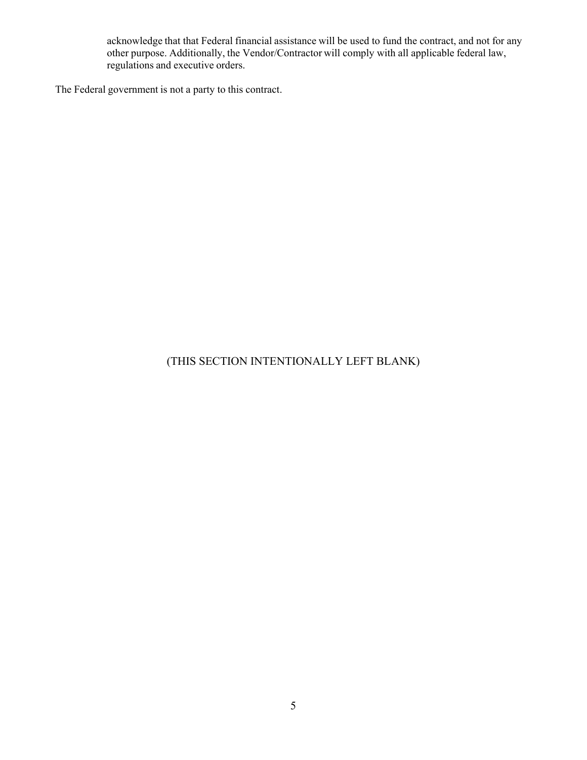acknowledge that that Federal financial assistance will be used to fund the contract, and not for any other purpose. Additionally, the Vendor/Contractor will comply with all applicable federal law, regulations and executive orders.

The Federal government is not a party to this contract.

(THIS SECTION INTENTIONALLY LEFT BLANK)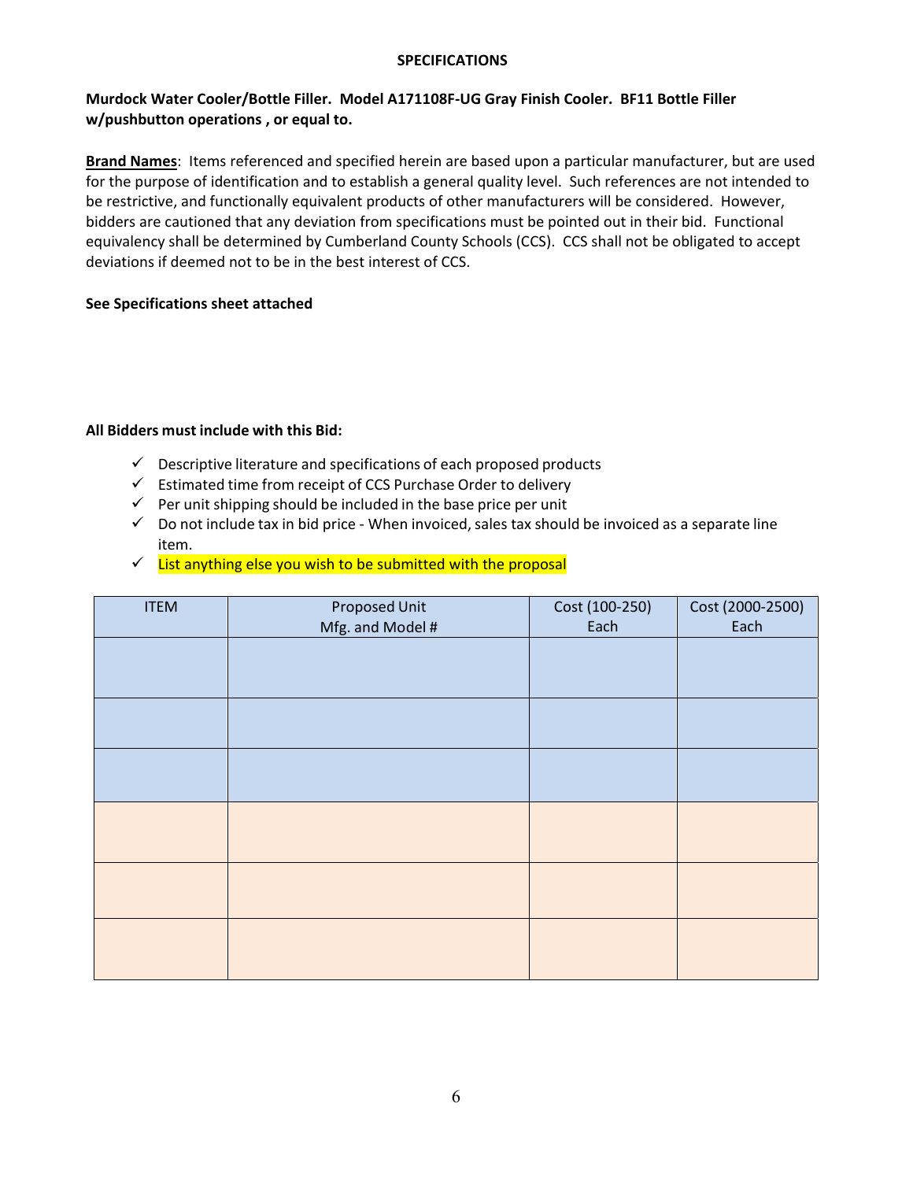## SPECIFICATIONS

**Murdock Water Cooler/Bottle Filler. Model A171108F-UG Gray Finish Cooler. BF11 Bottle Filler w/pushbutton operations , or equal to.**

**Brand Names**: Items referenced and specified herein are based upon a particular manufacturer, but are used for the purpose of identification and to establish a general quality level. Such references are not intended to be restrictive, and functionally equivalent products of other manufacturers will be considered. However, bidders are cautioned that any deviation from specifications must be pointed out in their bid. Functional equivalency shall be determined by Cumberland County Schools (CCS). CCS shall not be obligated to accept deviations if deemed not to be in the best interest of CCS.

**See Specifications sheet attached**

**All Bidders must include with this Bid:**

- ✓ Descriptive literature and specifications of each proposed products
- ✓ Estimated time from receipt of CCS Purchase Order to delivery
- ✓ Per unit shipping should be included in the base price per unit
- ✓ Do not include tax in bid price - When invoiced, sales tax should be invoiced as a separate line item.
- ✓ List anything else you wish to be submitted with the proposal

| ITEM | Proposed Unit Mfg. and Model # | Cost (100-250) Each | Cost (2000-2500) Each |
|---|---|---|---|
| | | | |
| | | | |
| | | | |
| | | | |
| | | | |
| | | | |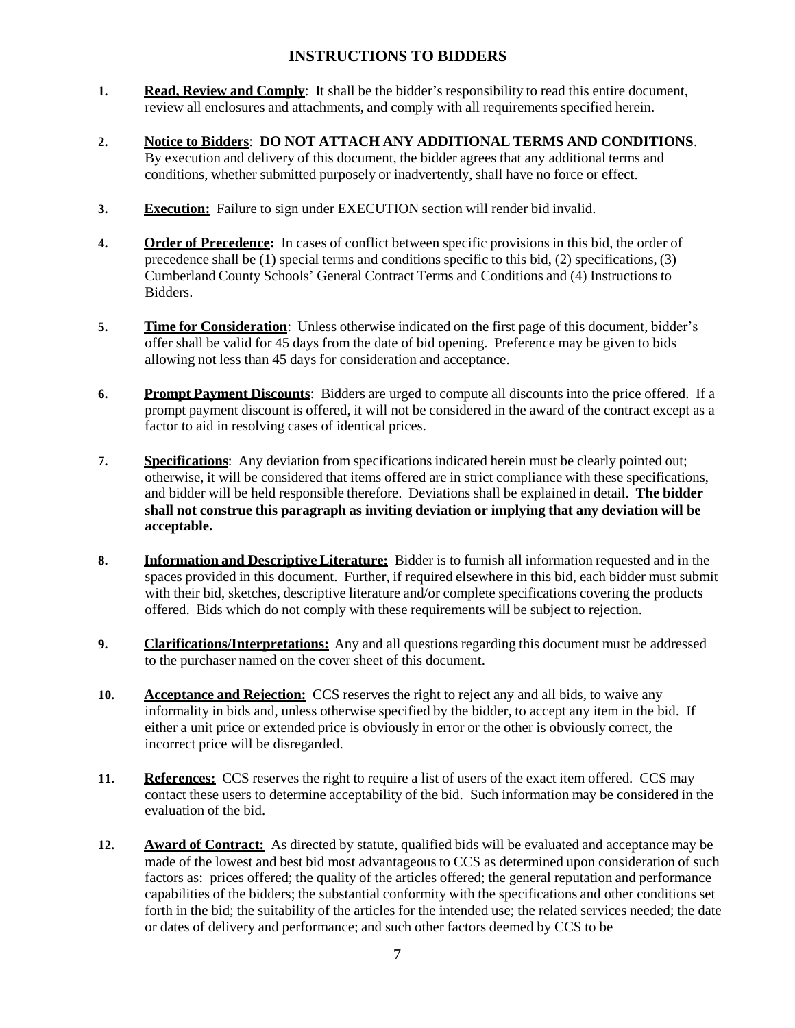# INSTRUCTIONS TO BIDDERS

1. **Read, Review and Comply**: It shall be the bidder's responsibility to read this entire document, review all enclosures and attachments, and comply with all requirements specified herein.

2. **Notice to Bidders**: **DO NOT ATTACH ANY ADDITIONAL TERMS AND CONDITIONS**. By execution and delivery of this document, the bidder agrees that any additional terms and conditions, whether submitted purposely or inadvertently, shall have no force or effect.

3. **Execution:** Failure to sign under EXECUTION section will render bid invalid.

4. **Order of Precedence:** In cases of conflict between specific provisions in this bid, the order of precedence shall be (1) special terms and conditions specific to this bid, (2) specifications, (3) Cumberland County Schools' General Contract Terms and Conditions and (4) Instructions to Bidders.

5. **Time for Consideration**: Unless otherwise indicated on the first page of this document, bidder's offer shall be valid for 45 days from the date of bid opening. Preference may be given to bids allowing not less than 45 days for consideration and acceptance.

6. **Prompt Payment Discounts**: Bidders are urged to compute all discounts into the price offered. If a prompt payment discount is offered, it will not be considered in the award of the contract except as a factor to aid in resolving cases of identical prices.

7. **Specifications**: Any deviation from specifications indicated herein must be clearly pointed out; otherwise, it will be considered that items offered are in strict compliance with these specifications, and bidder will be held responsible therefore. Deviations shall be explained in detail. **The bidder shall not construe this paragraph as inviting deviation or implying that any deviation will be acceptable.**

8. **Information and Descriptive Literature:** Bidder is to furnish all information requested and in the spaces provided in this document. Further, if required elsewhere in this bid, each bidder must submit with their bid, sketches, descriptive literature and/or complete specifications covering the products offered. Bids which do not comply with these requirements will be subject to rejection.

9. **Clarifications/Interpretations:** Any and all questions regarding this document must be addressed to the purchaser named on the cover sheet of this document.

10. **Acceptance and Rejection:** CCS reserves the right to reject any and all bids, to waive any informality in bids and, unless otherwise specified by the bidder, to accept any item in the bid. If either a unit price or extended price is obviously in error or the other is obviously correct, the incorrect price will be disregarded.

11. **References:** CCS reserves the right to require a list of users of the exact item offered. CCS may contact these users to determine acceptability of the bid. Such information may be considered in the evaluation of the bid.

12. **Award of Contract:** As directed by statute, qualified bids will be evaluated and acceptance may be made of the lowest and best bid most advantageous to CCS as determined upon consideration of such factors as: prices offered; the quality of the articles offered; the general reputation and performance capabilities of the bidders; the substantial conformity with the specifications and other conditions set forth in the bid; the suitability of the articles for the intended use; the related services needed; the date or dates of delivery and performance; and such other factors deemed by CCS to be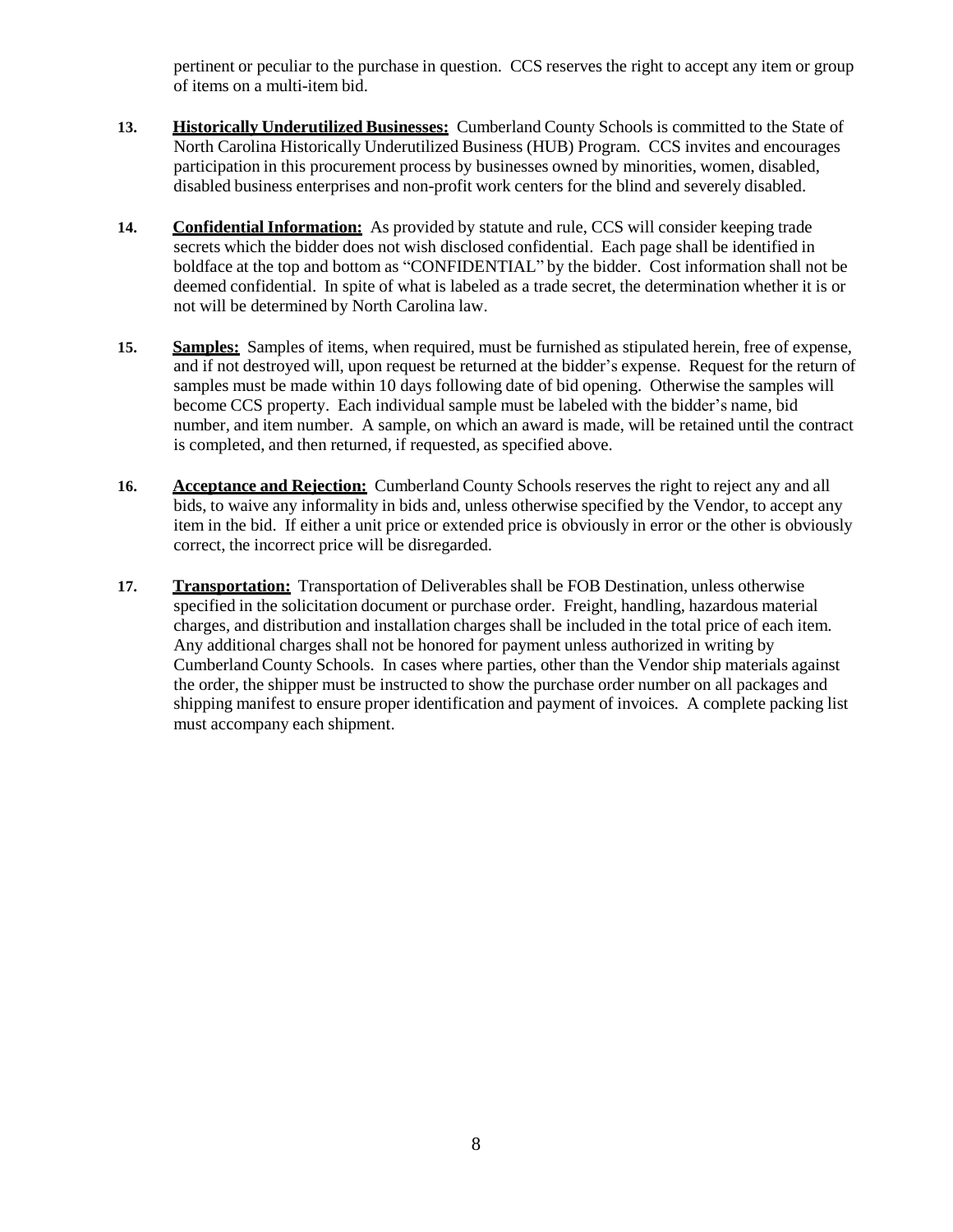pertinent or peculiar to the purchase in question. CCS reserves the right to accept any item or group of items on a multi-item bid.

**13.** **Historically Underutilized Businesses:** Cumberland County Schools is committed to the State of North Carolina Historically Underutilized Business (HUB) Program. CCS invites and encourages participation in this procurement process by businesses owned by minorities, women, disabled, disabled business enterprises and non-profit work centers for the blind and severely disabled.

**14.** **Confidential Information:** As provided by statute and rule, CCS will consider keeping trade secrets which the bidder does not wish disclosed confidential. Each page shall be identified in boldface at the top and bottom as "CONFIDENTIAL" by the bidder. Cost information shall not be deemed confidential. In spite of what is labeled as a trade secret, the determination whether it is or not will be determined by North Carolina law.

**15.** **Samples:** Samples of items, when required, must be furnished as stipulated herein, free of expense, and if not destroyed will, upon request be returned at the bidder's expense. Request for the return of samples must be made within 10 days following date of bid opening. Otherwise the samples will become CCS property. Each individual sample must be labeled with the bidder's name, bid number, and item number. A sample, on which an award is made, will be retained until the contract is completed, and then returned, if requested, as specified above.

**16.** **Acceptance and Rejection:** Cumberland County Schools reserves the right to reject any and all bids, to waive any informality in bids and, unless otherwise specified by the Vendor, to accept any item in the bid. If either a unit price or extended price is obviously in error or the other is obviously correct, the incorrect price will be disregarded.

**17.** **Transportation:** Transportation of Deliverables shall be FOB Destination, unless otherwise specified in the solicitation document or purchase order. Freight, handling, hazardous material charges, and distribution and installation charges shall be included in the total price of each item. Any additional charges shall not be honored for payment unless authorized in writing by Cumberland County Schools. In cases where parties, other than the Vendor ship materials against the order, the shipper must be instructed to show the purchase order number on all packages and shipping manifest to ensure proper identification and payment of invoices. A complete packing list must accompany each shipment.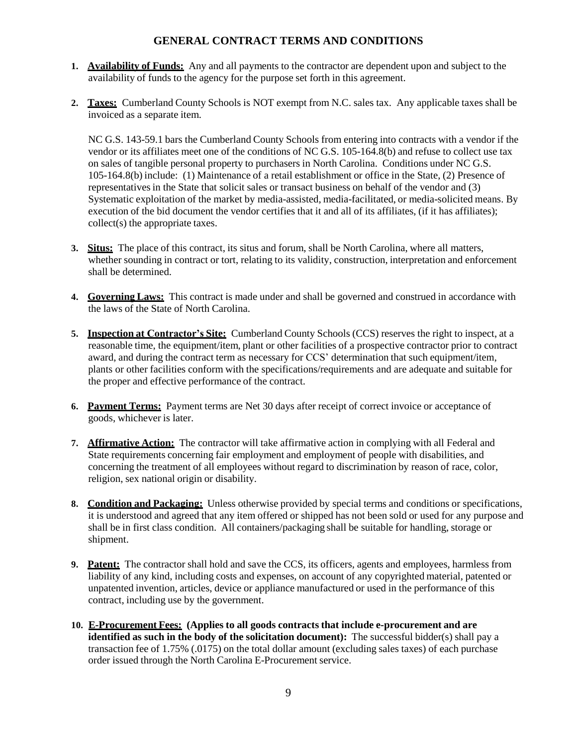## GENERAL CONTRACT TERMS AND CONDITIONS

1. **Availability of Funds:** Any and all payments to the contractor are dependent upon and subject to the availability of funds to the agency for the purpose set forth in this agreement.

2. **Taxes:** Cumberland County Schools is NOT exempt from N.C. sales tax. Any applicable taxes shall be invoiced as a separate item.

   NC G.S. 143-59.1 bars the Cumberland County Schools from entering into contracts with a vendor if the vendor or its affiliates meet one of the conditions of NC G.S. 105-164.8(b) and refuse to collect use tax on sales of tangible personal property to purchasers in North Carolina. Conditions under NC G.S. 105-164.8(b) include: (1) Maintenance of a retail establishment or office in the State, (2) Presence of representatives in the State that solicit sales or transact business on behalf of the vendor and (3) Systematic exploitation of the market by media-assisted, media-facilitated, or media-solicited means. By execution of the bid document the vendor certifies that it and all of its affiliates, (if it has affiliates); collect(s) the appropriate taxes.

3. **Situs:** The place of this contract, its situs and forum, shall be North Carolina, where all matters, whether sounding in contract or tort, relating to its validity, construction, interpretation and enforcement shall be determined.

4. **Governing Laws:** This contract is made under and shall be governed and construed in accordance with the laws of the State of North Carolina.

5. **Inspection at Contractor's Site:** Cumberland County Schools (CCS) reserves the right to inspect, at a reasonable time, the equipment/item, plant or other facilities of a prospective contractor prior to contract award, and during the contract term as necessary for CCS' determination that such equipment/item, plants or other facilities conform with the specifications/requirements and are adequate and suitable for the proper and effective performance of the contract.

6. **Payment Terms:** Payment terms are Net 30 days after receipt of correct invoice or acceptance of goods, whichever is later.

7. **Affirmative Action:** The contractor will take affirmative action in complying with all Federal and State requirements concerning fair employment and employment of people with disabilities, and concerning the treatment of all employees without regard to discrimination by reason of race, color, religion, sex national origin or disability.

8. **Condition and Packaging:** Unless otherwise provided by special terms and conditions or specifications, it is understood and agreed that any item offered or shipped has not been sold or used for any purpose and shall be in first class condition. All containers/packaging shall be suitable for handling, storage or shipment.

9. **Patent:** The contractor shall hold and save the CCS, its officers, agents and employees, harmless from liability of any kind, including costs and expenses, on account of any copyrighted material, patented or unpatented invention, articles, device or appliance manufactured or used in the performance of this contract, including use by the government.

10. **E-Procurement Fees: (Applies to all goods contracts that include e-procurement and are identified as such in the body of the solicitation document):** The successful bidder(s) shall pay a transaction fee of 1.75% (.0175) on the total dollar amount (excluding sales taxes) of each purchase order issued through the North Carolina E-Procurement service.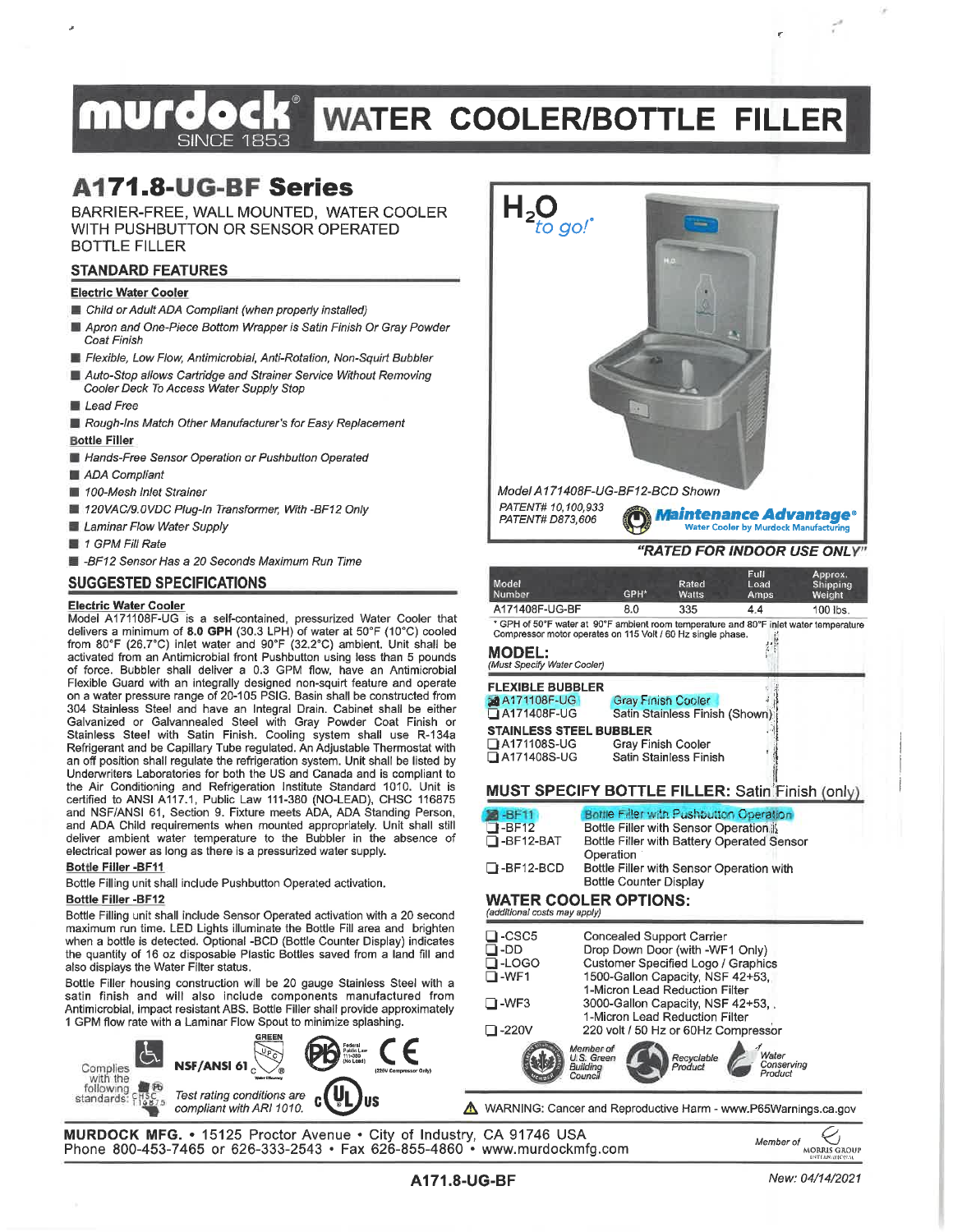# murdock® SINCE 1853 WATER COOLER/BOTTLE FILLER

## A171.8-UG-BF Series

BARRIER-FREE, WALL MOUNTED, WATER COOLER WITH PUSHBUTTON OR SENSOR OPERATED BOTTLE FILLER

### STANDARD FEATURES

**Electric Water Cooler**

- *Child or Adult ADA Compliant (when properly installed)*
- *Apron and One-Piece Bottom Wrapper is Satin Finish Or Gray Powder Coat Finish*
- *Flexible, Low Flow, Antimicrobial, Anti-Rotation, Non-Squirt Bubbler*
- *Auto-Stop allows Cartridge and Strainer Service Without Removing Cooler Deck To Access Water Supply Stop*
- *Lead Free*
- *Rough-Ins Match Other Manufacturer's for Easy Replacement*

**Bottle Filler**

- *Hands-Free Sensor Operation or Pushbutton Operated*
- *ADA Compliant*
- *100-Mesh Inlet Strainer*
- *120VAC/9.0VDC Plug-In Transformer, With -BF12 Only*
- *Laminar Flow Water Supply*
- *1 GPM Fill Rate*
- *-BF12 Sensor Has a 20 Seconds Maximum Run Time*

### SUGGESTED SPECIFICATIONS

**Electric Water Cooler**

Model A171108F-UG is a self-contained, pressurized Water Cooler that delivers a minimum of **8.0 GPH** (30.3 LPH) of water at 50°F (10°C) cooled from 80°F (26.7°C) inlet water and 90°F (32.2°C) ambient. Unit shall be activated from an Antimicrobial front Pushbutton using less than 5 pounds of force. Bubbler shall deliver a 0.3 GPM flow, have an Antimicrobial Flexible Guard with an integrally designed non-squirt feature and operate on a water pressure range of 20-105 PSIG. Basin shall be constructed from 304 Stainless Steel and have an Integral Drain. Cabinet shall be either Galvanized or Galvannealed Steel with Gray Powder Coat Finish or Stainless Steel with Satin Finish. Cooling system shall use R-134a Refrigerant and be Capillary Tube regulated. An Adjustable Thermostat with an off position shall regulate the refrigeration system. Unit shall be listed by Underwriters Laboratories for both the US and Canada and is compliant to the Air Conditioning and Refrigeration Institute Standard 1010. Unit is certified to ANSI A117.1, Public Law 111-380 (NO-LEAD), CHSC 116875 and NSF/ANSI 61, Section 9. Fixture meets ADA, ADA Standing Person, and ADA Child requirements when mounted appropriately. Unit shall still deliver ambient water temperature to the Bubbler in the absence of electrical power as long as there is a pressurized water supply.

**Bottle Filler -BF11**

Bottle Filling unit shall include Pushbutton Operated activation.

**Bottle Filler -BF12**

Bottle Filling unit shall include Sensor Operated activation with a 20 second maximum run time. LED Lights illuminate the Bottle Fill area and brighten when a bottle is detected. Optional -BCD (Bottle Counter Display) indicates the quantity of 16 oz disposable Plastic Bottles saved from a land fill and also displays the Water Filter status.

Bottle Filler housing construction will be 20 gauge Stainless Steel with a satin finish and will also include components manufactured from Antimicrobial, impact resistant ABS. Bottle Filler shall provide approximately 1 GPM flow rate with a Laminar Flow Spout to minimize splashing.

Complies with the following standards: CHSC 116875, NSF/ANSI 61, Federal Public Law 111-380 (No Lead), CE (220V Compressor Only), GREEN UPC, cULus

Test rating conditions are compliant with ARI 1010.

$H_2O$ *to go!*

*Model A171408F-UG-BF12-BCD Shown*

*PATENT# 10,100,933*
*PATENT# D873,606*

Maintenance Advantage® Water Cooler by Murdock Manufacturing

***"RATED FOR INDOOR USE ONLY"***

| Model Number | GPH* | Rated Watts | Full Load Amps | Approx. Shipping Weight |
|---|---|---|---|---|
| A171408F-UG-BF | 8.0 | 335 | 4.4 | 100 lbs. |

\* GPH of 50°F water at 90°F ambient room temperature and 80°F inlet water temperature. Compressor motor operates on 115 Volt / 60 Hz single phase.

### MODEL:
*(Must Specify Water Cooler)*

**FLEXIBLE BUBBLER**

- ☒ A171108F-UG — Gray Finish Cooler
- ☐ A171408F-UG — Satin Stainless Finish (Shown)

**STAINLESS STEEL BUBBLER**

- ☐ A171108S-UG — Gray Finish Cooler
- ☐ A171408S-UG — Satin Stainless Finish

### MUST SPECIFY BOTTLE FILLER: Satin Finish (only)

- ☒ -BF11 — Bottle Filler with Pushbutton Operation
- ☐ -BF12 — Bottle Filler with Sensor Operation
- ☐ -BF12-BAT — Bottle Filler with Battery Operated Sensor Operation
- ☐ -BF12-BCD — Bottle Filler with Sensor Operation with Bottle Counter Display

### WATER COOLER OPTIONS:
*(additional costs may apply)*

- ☐ -CSC5 — Concealed Support Carrier
- ☐ -DD — Drop Down Door (with -WF1 Only)
- ☐ -LOGO — Customer Specified Logo / Graphics
- ☐ -WF1 — 1500-Gallon Capacity, NSF 42+53, 1-Micron Lead Reduction Filter
- ☐ -WF3 — 3000-Gallon Capacity, NSF 42+53, 1-Micron Lead Reduction Filter
- ☐ -220V — 220 volt / 50 Hz or 60Hz Compressor

Member of U.S. Green Building Council — Recyclable Product — Water Conserving Product

⚠ WARNING: Cancer and Reproductive Harm - www.P65Warnings.ca.gov

**MURDOCK MFG.** • 15125 Proctor Avenue • City of Industry, CA 91746 USA
Phone 800-453-7465 or 626-333-2543 • Fax 626-855-4860 • www.murdockmfg.com

Member of MORRIS GROUP INTERNATIONAL

**A171.8-UG-BF** — *New: 04/14/2021*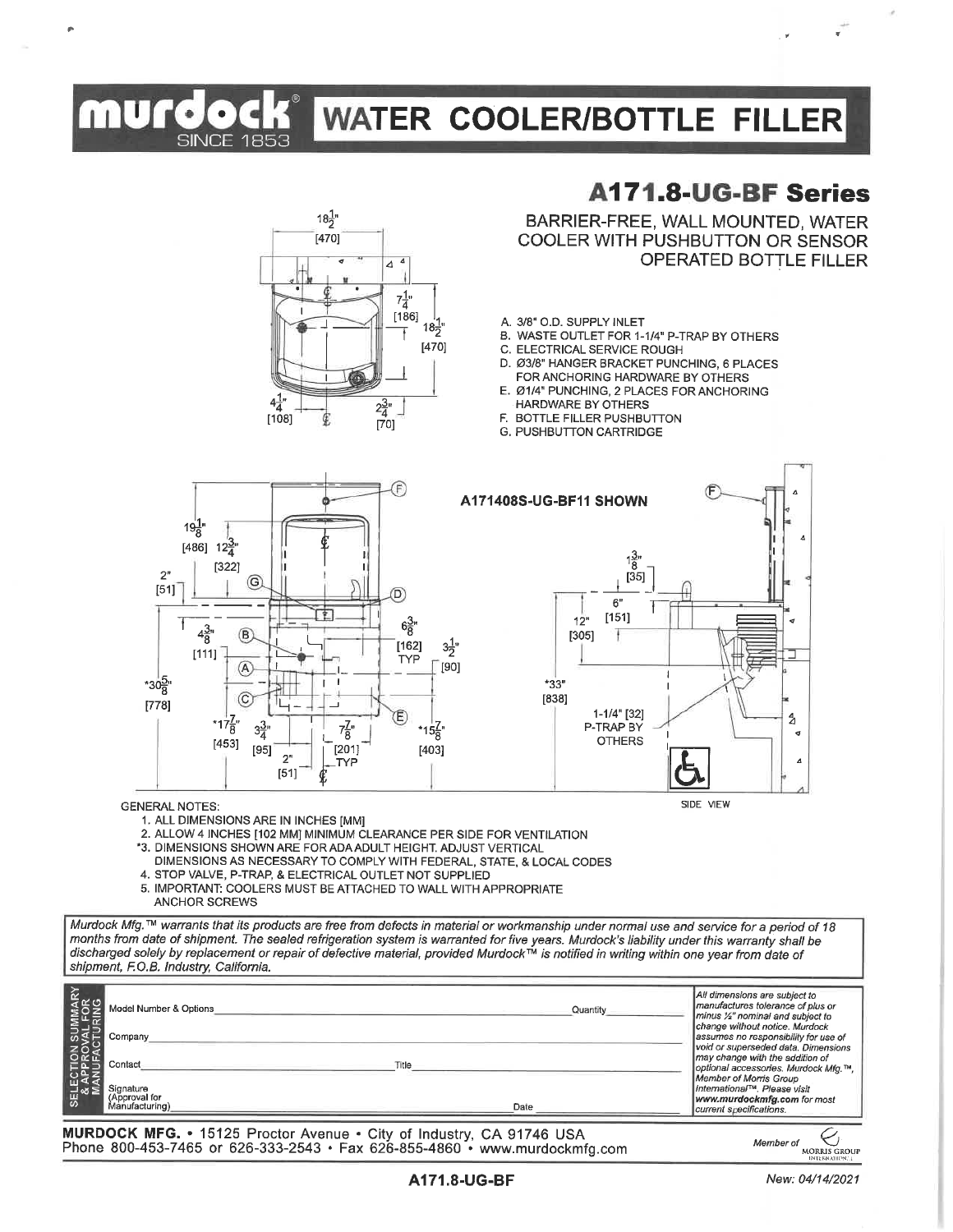# murdock® SINCE 1853 — WATER COOLER/BOTTLE FILLER

## A171.8-UG-BF Series

BARRIER-FREE, WALL MOUNTED, WATER COOLER WITH PUSHBUTTON OR SENSOR OPERATED BOTTLE FILLER

A. 3/8" O.D. SUPPLY INLET
B. WASTE OUTLET FOR 1-1/4" P-TRAP BY OTHERS
C. ELECTRICAL SERVICE ROUGH
D. Ø3/8" HANGER BRACKET PUNCHING, 6 PLACES FOR ANCHORING HARDWARE BY OTHERS
E. Ø1/4" PUNCHING, 2 PLACES FOR ANCHORING HARDWARE BY OTHERS
F. BOTTLE FILLER PUSHBUTTON
G. PUSHBUTTON CARTRIDGE

A171408S-UG-BF11 SHOWN

SIDE VIEW

GENERAL NOTES:

1. ALL DIMENSIONS ARE IN INCHES [MM]
2. ALLOW 4 INCHES [102 MM] MINIMUM CLEARANCE PER SIDE FOR VENTILATION
*3. DIMENSIONS SHOWN ARE FOR ADA ADULT HEIGHT. ADJUST VERTICAL DIMENSIONS AS NECESSARY TO COMPLY WITH FEDERAL, STATE, & LOCAL CODES
4. STOP VALVE, P-TRAP, & ELECTRICAL OUTLET NOT SUPPLIED
5. IMPORTANT: COOLERS MUST BE ATTACHED TO WALL WITH APPROPRIATE ANCHOR SCREWS

*Murdock Mfg.™ warrants that its products are free from defects in material or workmanship under normal use and service for a period of 18 months from date of shipment. The sealed refrigeration system is warranted for five years. Murdock's liability under this warranty shall be discharged solely by replacement or repair of defective material, provided Murdock™ is notified in writing within one year from date of shipment, F.O.B. Industry, California.*

**SELECTION SUMMARY FOR APPROVAL & MANUFACTURING**

Model Number & Options ______________________ Quantity ________

Company ______________________

Contact ______________________ Title ______________________

Signature (Approval for Manufacturing) ______________________ Date ________

*All dimensions are subject to manufactures tolerance of plus or minus ½" nominal and subject to change without notice. Murdock assumes no responsibility for use of void or superseded data. Dimensions may change with the addition of optional accessories. Murdock Mfg.™, Member of Morris Group International™. Please visit **www.murdockmfg.com** for most current specifications.*

**MURDOCK MFG.** • 15125 Proctor Avenue • City of Industry, CA 91746 USA
Phone 800-453-7465 or 626-333-2543 • Fax 626-855-4860 • www.murdockmfg.com

Member of MORRIS GROUP INTERNATIONAL

**A171.8-UG-BF**

*New: 04/14/2021*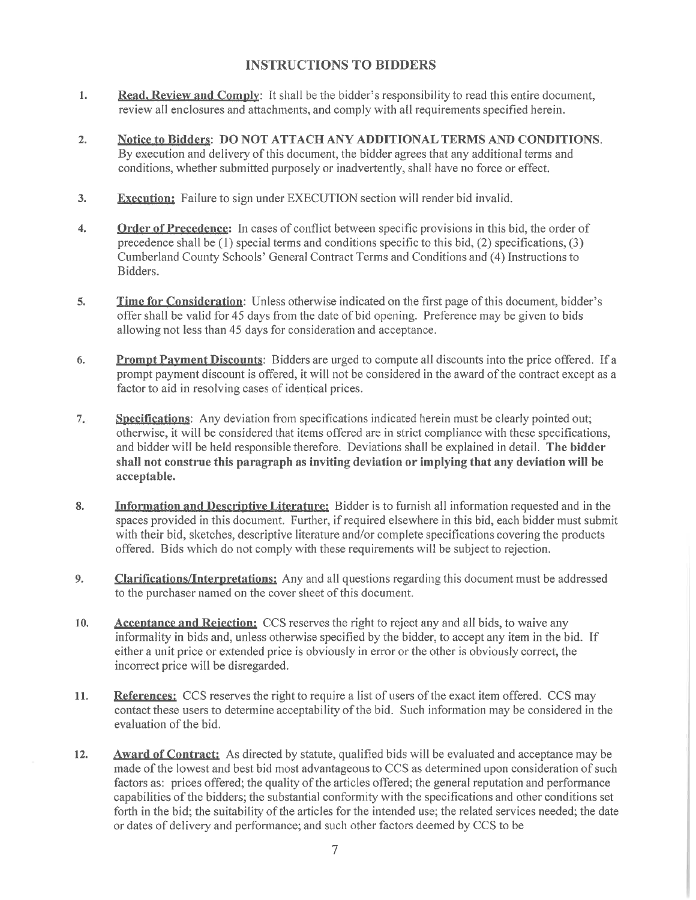## INSTRUCTIONS TO BIDDERS

1. **Read, Review and Comply**: It shall be the bidder's responsibility to read this entire document, review all enclosures and attachments, and comply with all requirements specified herein.

2. **Notice to Bidders**: **DO NOT ATTACH ANY ADDITIONAL TERMS AND CONDITIONS.** By execution and delivery of this document, the bidder agrees that any additional terms and conditions, whether submitted purposely or inadvertently, shall have no force or effect.

3. **Execution:** Failure to sign under EXECUTION section will render bid invalid.

4. **Order of Precedence:** In cases of conflict between specific provisions in this bid, the order of precedence shall be (1) special terms and conditions specific to this bid, (2) specifications, (3) Cumberland County Schools' General Contract Terms and Conditions and (4) Instructions to Bidders.

5. **Time for Consideration**: Unless otherwise indicated on the first page of this document, bidder's offer shall be valid for 45 days from the date of bid opening. Preference may be given to bids allowing not less than 45 days for consideration and acceptance.

6. **Prompt Payment Discounts**: Bidders are urged to compute all discounts into the price offered. If a prompt payment discount is offered, it will not be considered in the award of the contract except as a factor to aid in resolving cases of identical prices.

7. **Specifications**: Any deviation from specifications indicated herein must be clearly pointed out; otherwise, it will be considered that items offered are in strict compliance with these specifications, and bidder will be held responsible therefore. Deviations shall be explained in detail. **The bidder shall not construe this paragraph as inviting deviation or implying that any deviation will be acceptable.**

8. **Information and Descriptive Literature:** Bidder is to furnish all information requested and in the spaces provided in this document. Further, if required elsewhere in this bid, each bidder must submit with their bid, sketches, descriptive literature and/or complete specifications covering the products offered. Bids which do not comply with these requirements will be subject to rejection.

9. **Clarifications/Interpretations:** Any and all questions regarding this document must be addressed to the purchaser named on the cover sheet of this document.

10. **Acceptance and Rejection:** CCS reserves the right to reject any and all bids, to waive any informality in bids and, unless otherwise specified by the bidder, to accept any item in the bid. If either a unit price or extended price is obviously in error or the other is obviously correct, the incorrect price will be disregarded.

11. **References:** CCS reserves the right to require a list of users of the exact item offered. CCS may contact these users to determine acceptability of the bid. Such information may be considered in the evaluation of the bid.

12. **Award of Contract:** As directed by statute, qualified bids will be evaluated and acceptance may be made of the lowest and best bid most advantageous to CCS as determined upon consideration of such factors as: prices offered; the quality of the articles offered; the general reputation and performance capabilities of the bidders; the substantial conformity with the specifications and other conditions set forth in the bid; the suitability of the articles for the intended use; the related services needed; the date or dates of delivery and performance; and such other factors deemed by CCS to be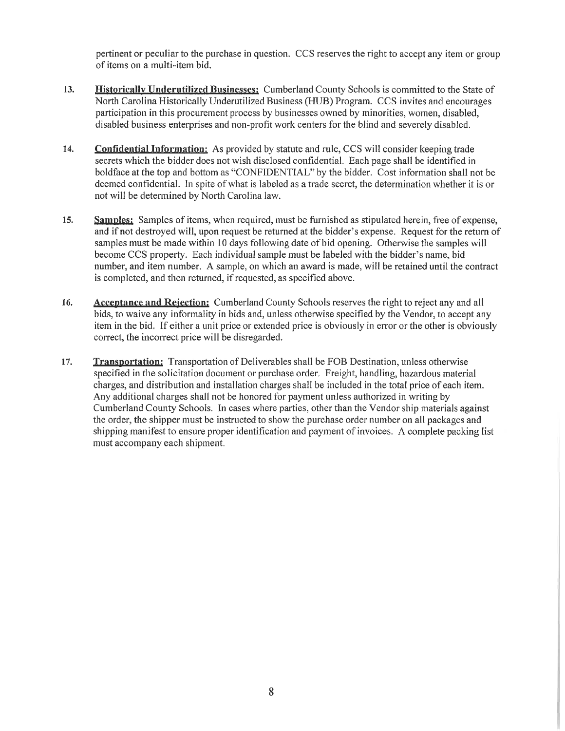pertinent or peculiar to the purchase in question. CCS reserves the right to accept any item or group of items on a multi-item bid.

13. **Historically Underutilized Businesses:** Cumberland County Schools is committed to the State of North Carolina Historically Underutilized Business (HUB) Program. CCS invites and encourages participation in this procurement process by businesses owned by minorities, women, disabled, disabled business enterprises and non-profit work centers for the blind and severely disabled.

14. **Confidential Information:** As provided by statute and rule, CCS will consider keeping trade secrets which the bidder does not wish disclosed confidential. Each page shall be identified in boldface at the top and bottom as "CONFIDENTIAL" by the bidder. Cost information shall not be deemed confidential. In spite of what is labeled as a trade secret, the determination whether it is or not will be determined by North Carolina law.

15. **Samples:** Samples of items, when required, must be furnished as stipulated herein, free of expense, and if not destroyed will, upon request be returned at the bidder's expense. Request for the return of samples must be made within 10 days following date of bid opening. Otherwise the samples will become CCS property. Each individual sample must be labeled with the bidder's name, bid number, and item number. A sample, on which an award is made, will be retained until the contract is completed, and then returned, if requested, as specified above.

16. **Acceptance and Rejection:** Cumberland County Schools reserves the right to reject any and all bids, to waive any informality in bids and, unless otherwise specified by the Vendor, to accept any item in the bid. If either a unit price or extended price is obviously in error or the other is obviously correct, the incorrect price will be disregarded.

17. **Transportation:** Transportation of Deliverables shall be FOB Destination, unless otherwise specified in the solicitation document or purchase order. Freight, handling, hazardous material charges, and distribution and installation charges shall be included in the total price of each item. Any additional charges shall not be honored for payment unless authorized in writing by Cumberland County Schools. In cases where parties, other than the Vendor ship materials against the order, the shipper must be instructed to show the purchase order number on all packages and shipping manifest to ensure proper identification and payment of invoices. A complete packing list must accompany each shipment.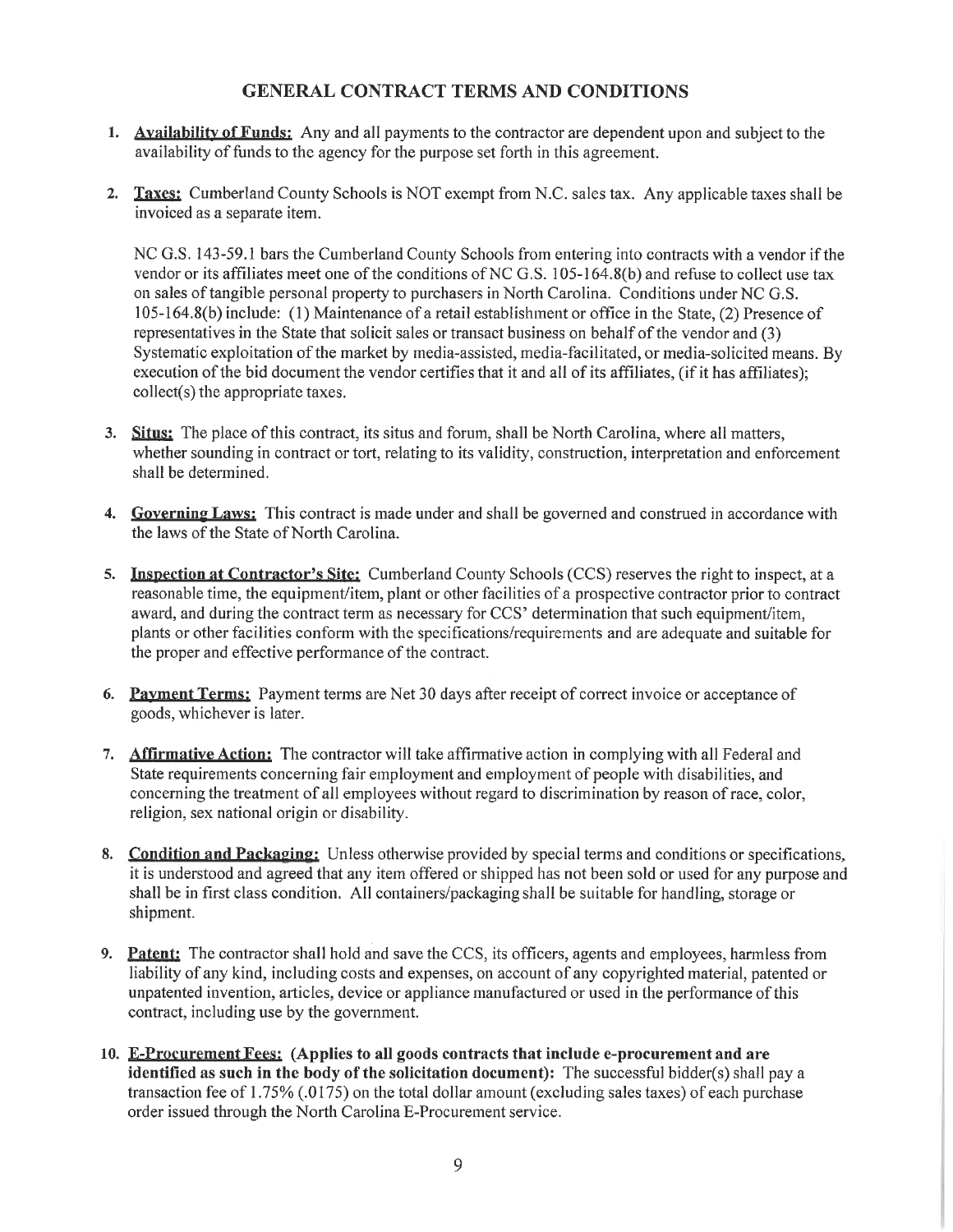# GENERAL CONTRACT TERMS AND CONDITIONS

1. **Availability of Funds:** Any and all payments to the contractor are dependent upon and subject to the availability of funds to the agency for the purpose set forth in this agreement.

2. **Taxes:** Cumberland County Schools is NOT exempt from N.C. sales tax. Any applicable taxes shall be invoiced as a separate item.

   NC G.S. 143-59.1 bars the Cumberland County Schools from entering into contracts with a vendor if the vendor or its affiliates meet one of the conditions of NC G.S. 105-164.8(b) and refuse to collect use tax on sales of tangible personal property to purchasers in North Carolina. Conditions under NC G.S. 105-164.8(b) include: (1) Maintenance of a retail establishment or office in the State, (2) Presence of representatives in the State that solicit sales or transact business on behalf of the vendor and (3) Systematic exploitation of the market by media-assisted, media-facilitated, or media-solicited means. By execution of the bid document the vendor certifies that it and all of its affiliates, (if it has affiliates); collect(s) the appropriate taxes.

3. **Situs:** The place of this contract, its situs and forum, shall be North Carolina, where all matters, whether sounding in contract or tort, relating to its validity, construction, interpretation and enforcement shall be determined.

4. **Governing Laws:** This contract is made under and shall be governed and construed in accordance with the laws of the State of North Carolina.

5. **Inspection at Contractor's Site:** Cumberland County Schools (CCS) reserves the right to inspect, at a reasonable time, the equipment/item, plant or other facilities of a prospective contractor prior to contract award, and during the contract term as necessary for CCS' determination that such equipment/item, plants or other facilities conform with the specifications/requirements and are adequate and suitable for the proper and effective performance of the contract.

6. **Payment Terms:** Payment terms are Net 30 days after receipt of correct invoice or acceptance of goods, whichever is later.

7. **Affirmative Action:** The contractor will take affirmative action in complying with all Federal and State requirements concerning fair employment and employment of people with disabilities, and concerning the treatment of all employees without regard to discrimination by reason of race, color, religion, sex national origin or disability.

8. **Condition and Packaging:** Unless otherwise provided by special terms and conditions or specifications, it is understood and agreed that any item offered or shipped has not been sold or used for any purpose and shall be in first class condition. All containers/packaging shall be suitable for handling, storage or shipment.

9. **Patent:** The contractor shall hold and save the CCS, its officers, agents and employees, harmless from liability of any kind, including costs and expenses, on account of any copyrighted material, patented or unpatented invention, articles, device or appliance manufactured or used in the performance of this contract, including use by the government.

10. **E-Procurement Fees:** **(Applies to all goods contracts that include e-procurement and are identified as such in the body of the solicitation document):** The successful bidder(s) shall pay a transaction fee of 1.75% (.0175) on the total dollar amount (excluding sales taxes) of each purchase order issued through the North Carolina E-Procurement service.